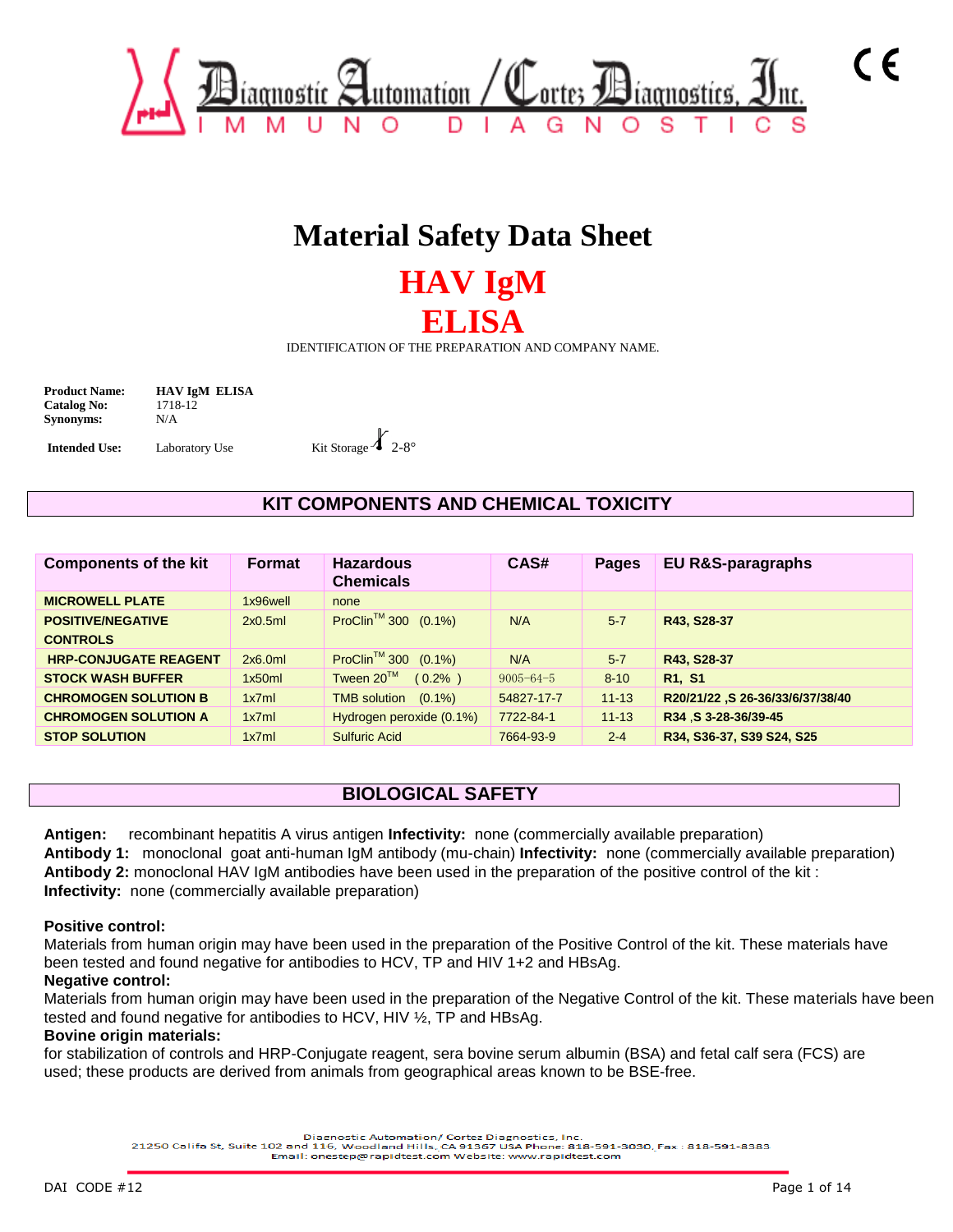Diagnostic Automation / Cortez Diagnostics, Inc.
IMMUNO DIAGNOSTICS

# Material Safety Data Sheet

# HAV IgM ELISA

IDENTIFICATION OF THE PREPARATION AND COMPANY NAME.

**Product Name:** **HAV IgM ELISA**
**Catalog No:** 1718-12
**Synonyms:** N/A

**Intended Use:** Laboratory Use    Kit Storage 2-8°

## KIT COMPONENTS AND CHEMICAL TOXICITY

| Components of the kit | Format | Hazardous Chemicals | CAS# | Pages | EU R&S-paragraphs |
|---|---|---|---|---|---|
| **MICROWELL PLATE** | 1x96well | none | | | |
| **POSITIVE/NEGATIVE CONTROLS** | 2x0.5ml | ProClin™ 300 (0.1%) | N/A | 5-7 | **R43, S28-37** |
| **HRP-CONJUGATE REAGENT** | 2x6.0ml | ProClin™ 300 (0.1%) | N/A | 5-7 | **R43, S28-37** |
| **STOCK WASH BUFFER** | 1x50ml | Tween 20™ (0.2% ) | 9005-64-5 | 8-10 | **R1, S1** |
| **CHROMOGEN SOLUTION B** | 1x7ml | TMB solution (0.1%) | 54827-17-7 | 11-13 | **R20/21/22 ,S 26-36/33/6/37/38/40** |
| **CHROMOGEN SOLUTION A** | 1x7ml | Hydrogen peroxide (0.1%) | 7722-84-1 | 11-13 | **R34 ,S 3-28-36/39-45** |
| **STOP SOLUTION** | 1x7ml | Sulfuric Acid | 7664-93-9 | 2-4 | **R34, S36-37, S39 S24, S25** |

## BIOLOGICAL SAFETY

**Antigen:** recombinant hepatitis A virus antigen **Infectivity:** none (commercially available preparation)
**Antibody 1:** monoclonal goat anti-human IgM antibody (mu-chain) **Infectivity:** none (commercially available preparation)
**Antibody 2:** monoclonal HAV IgM antibodies have been used in the preparation of the positive control of the kit :
**Infectivity:** none (commercially available preparation)

**Positive control:**
Materials from human origin may have been used in the preparation of the Positive Control of the kit. These materials have been tested and found negative for antibodies to HCV, TP and HIV 1+2 and HBsAg.
**Negative control:**
Materials from human origin may have been used in the preparation of the Negative Control of the kit. These materials have been tested and found negative for antibodies to HCV, HIV ½, TP and HBsAg.
**Bovine origin materials:**
for stabilization of controls and HRP-Conjugate reagent, sera bovine serum albumin (BSA) and fetal calf sera (FCS) are used; these products are derived from animals from geographical areas known to be BSE-free.

Diagnostic Automation/ Cortez Diagnostics, Inc.
21250 Califa St, Suite 102 and 116, Woodland Hills, CA 91367 USA Phone: 818-591-3030, Fax : 818-591-8383
Email: onestep@rapidtest.com Website: www.rapidtest.com

DAI CODE #12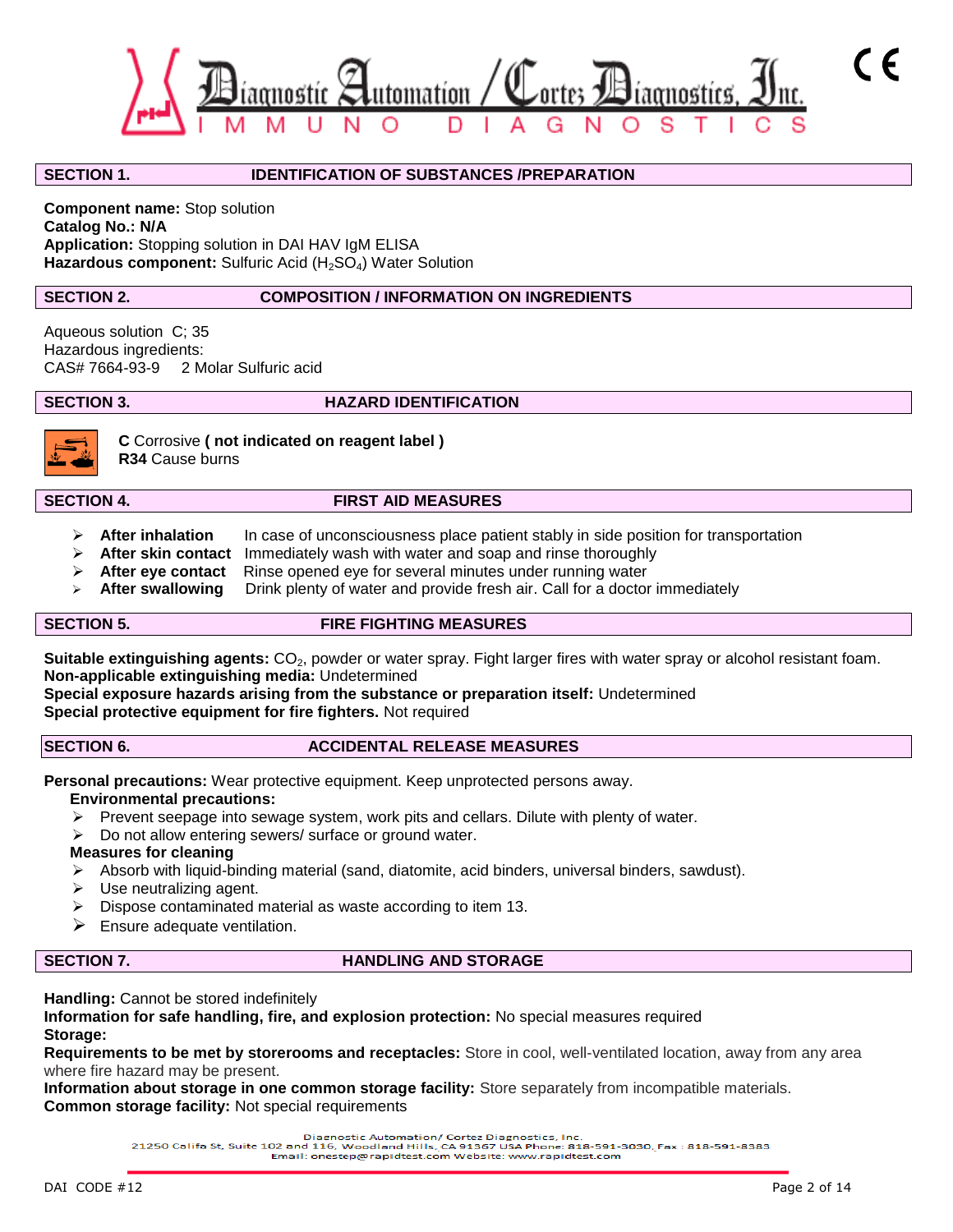## SECTION 1. IDENTIFICATION OF SUBSTANCES /PREPARATION

**Component name:** Stop solution
**Catalog No.: N/A**
**Application:** Stopping solution in DAI HAV IgM ELISA
**Hazardous component:** Sulfuric Acid ($H_2SO_4$) Water Solution

## SECTION 2. COMPOSITION / INFORMATION ON INGREDIENTS

Aqueous solution C; 35
Hazardous ingredients:
CAS# 7664-93-9 2 Molar Sulfuric acid

## SECTION 3. HAZARD IDENTIFICATION

**C** Corrosive **( not indicated on reagent label )**
**R34** Cause burns

## SECTION 4. FIRST AID MEASURES

- **After inhalation** In case of unconsciousness place patient stably in side position for transportation
- **After skin contact** Immediately wash with water and soap and rinse thoroughly
- **After eye contact** Rinse opened eye for several minutes under running water
- **After swallowing** Drink plenty of water and provide fresh air. Call for a doctor immediately

## SECTION 5. FIRE FIGHTING MEASURES

**Suitable extinguishing agents:** $CO_2$, powder or water spray. Fight larger fires with water spray or alcohol resistant foam.
**Non-applicable extinguishing media:** Undetermined
**Special exposure hazards arising from the substance or preparation itself:** Undetermined
**Special protective equipment for fire fighters.** Not required

## SECTION 6. ACCIDENTAL RELEASE MEASURES

**Personal precautions:** Wear protective equipment. Keep unprotected persons away.

**Environmental precautions:**
- Prevent seepage into sewage system, work pits and cellars. Dilute with plenty of water.
- Do not allow entering sewers/ surface or ground water.

**Measures for cleaning**
- Absorb with liquid-binding material (sand, diatomite, acid binders, universal binders, sawdust).
- Use neutralizing agent.
- Dispose contaminated material as waste according to item 13.
- Ensure adequate ventilation.

## SECTION 7. HANDLING AND STORAGE

**Handling:** Cannot be stored indefinitely
**Information for safe handling, fire, and explosion protection:** No special measures required
**Storage:**
**Requirements to be met by storerooms and receptacles:** Store in cool, well-ventilated location, away from any area where fire hazard may be present.
**Information about storage in one common storage facility:** Store separately from incompatible materials.
**Common storage facility:** Not special requirements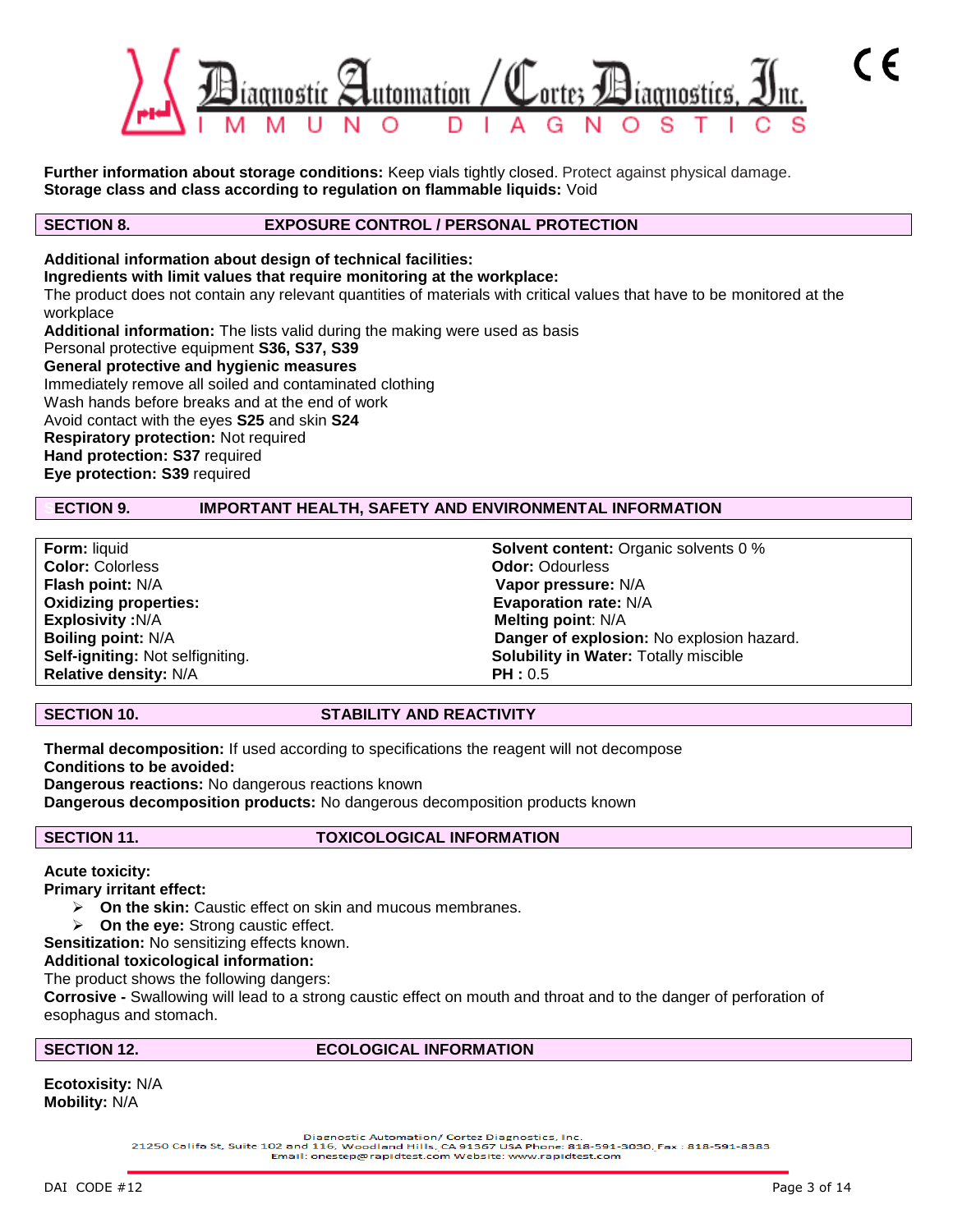**Further information about storage conditions:** Keep vials tightly closed. Protect against physical damage.
**Storage class and class according to regulation on flammable liquids:** Void

## SECTION 8. EXPOSURE CONTROL / PERSONAL PROTECTION

**Additional information about design of technical facilities:**
**Ingredients with limit values that require monitoring at the workplace:**
The product does not contain any relevant quantities of materials with critical values that have to be monitored at the workplace
**Additional information:** The lists valid during the making were used as basis
Personal protective equipment **S36, S37, S39**
**General protective and hygienic measures**
Immediately remove all soiled and contaminated clothing
Wash hands before breaks and at the end of work
Avoid contact with the eyes **S25** and skin **S24**
**Respiratory protection:** Not required
**Hand protection: S37** required
**Eye protection: S39** required

## ECTION 9. IMPORTANT HEALTH, SAFETY AND ENVIRONMENTAL INFORMATION

| | |
|---|---|
| **Form:** liquid | **Solvent content:** Organic solvents 0 % |
| **Color:** Colorless | **Odor:** Odourless |
| **Flash point:** N/A | **Vapor pressure:** N/A |
| **Oxidizing properties:** | **Evaporation rate:** N/A |
| **Explosivity :**N/A | **Melting point**: N/A |
| **Boiling point:** N/A | **Danger of explosion:** No explosion hazard. |
| **Self-igniting:** Not selfigniting. | **Solubility in Water:** Totally miscible |
| **Relative density:** N/A | **PH :** 0.5 |

## SECTION 10. STABILITY AND REACTIVITY

**Thermal decomposition:** If used according to specifications the reagent will not decompose
**Conditions to be avoided:**
**Dangerous reactions:** No dangerous reactions known
**Dangerous decomposition products:** No dangerous decomposition products known

## SECTION 11. TOXICOLOGICAL INFORMATION

**Acute toxicity:**
**Primary irritant effect:**

- **On the skin:** Caustic effect on skin and mucous membranes.
- **On the eye:** Strong caustic effect.

**Sensitization:** No sensitizing effects known.
**Additional toxicological information:**
The product shows the following dangers:
**Corrosive -** Swallowing will lead to a strong caustic effect on mouth and throat and to the danger of perforation of esophagus and stomach.

## SECTION 12. ECOLOGICAL INFORMATION

**Ecotoxicity:** N/A
**Mobility:** N/A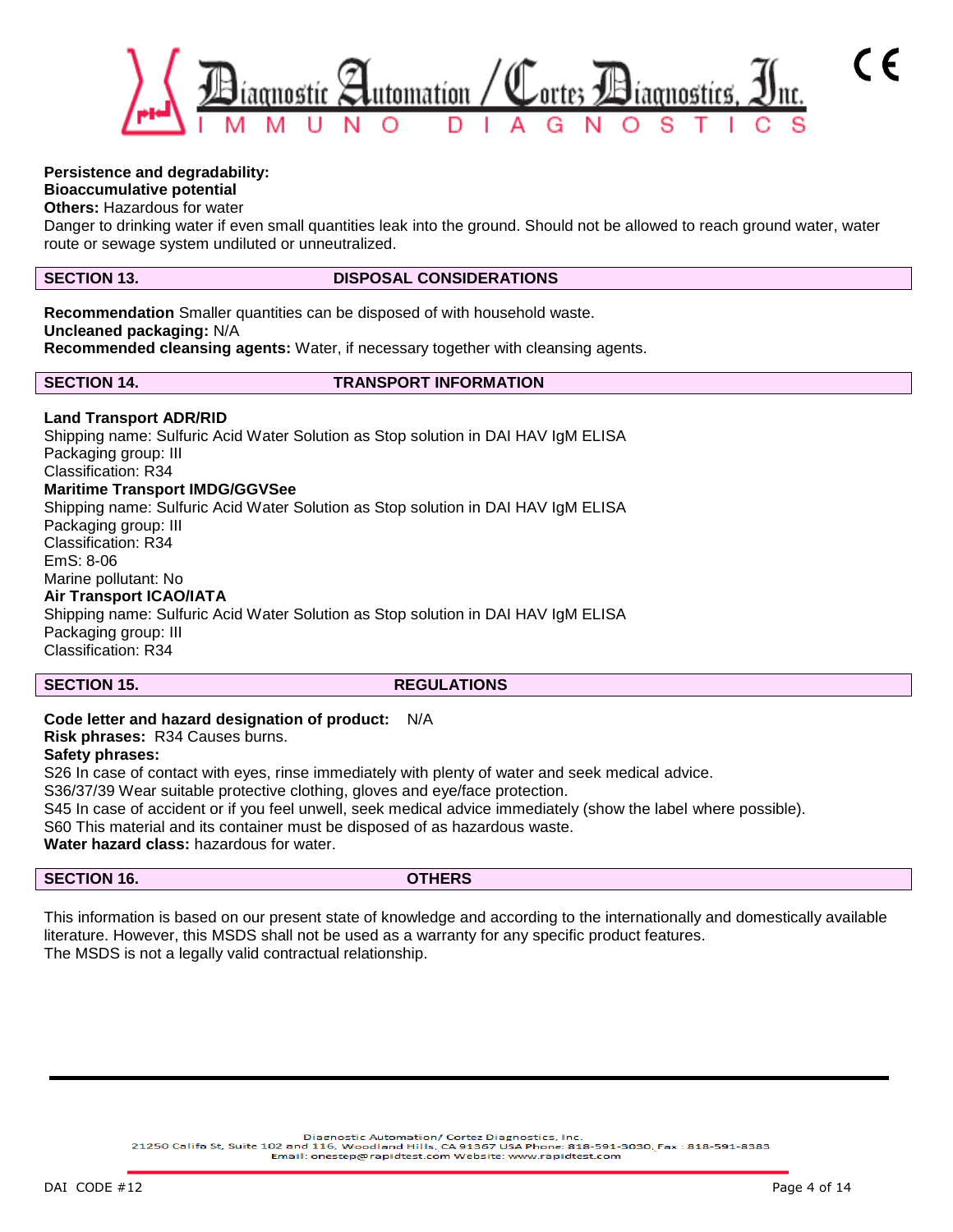**Persistence and degradability:**
**Bioaccumulative potential**
**Others:** Hazardous for water
Danger to drinking water if even small quantities leak into the ground. Should not be allowed to reach ground water, water route or sewage system undiluted or unneutralized.

## SECTION 13. DISPOSAL CONSIDERATIONS

**Recommendation** Smaller quantities can be disposed of with household waste.
**Uncleaned packaging:** N/A
**Recommended cleansing agents:** Water, if necessary together with cleansing agents.

## SECTION 14. TRANSPORT INFORMATION

**Land Transport ADR/RID**
Shipping name: Sulfuric Acid Water Solution as Stop solution in DAI HAV IgM ELISA
Packaging group: III
Classification: R34
**Maritime Transport IMDG/GGVSee**
Shipping name: Sulfuric Acid Water Solution as Stop solution in DAI HAV IgM ELISA
Packaging group: III
Classification: R34
EmS: 8-06
Marine pollutant: No
**Air Transport ICAO/IATA**
Shipping name: Sulfuric Acid Water Solution as Stop solution in DAI HAV IgM ELISA
Packaging group: III
Classification: R34

## SECTION 15. REGULATIONS

**Code letter and hazard designation of product:** N/A
**Risk phrases:** R34 Causes burns.
**Safety phrases:**
S26 In case of contact with eyes, rinse immediately with plenty of water and seek medical advice.
S36/37/39 Wear suitable protective clothing, gloves and eye/face protection.
S45 In case of accident or if you feel unwell, seek medical advice immediately (show the label where possible).
S60 This material and its container must be disposed of as hazardous waste.
**Water hazard class:** hazardous for water.

## SECTION 16. OTHERS

This information is based on our present state of knowledge and according to the internationally and domestically available literature. However, this MSDS shall not be used as a warranty for any specific product features.
The MSDS is not a legally valid contractual relationship.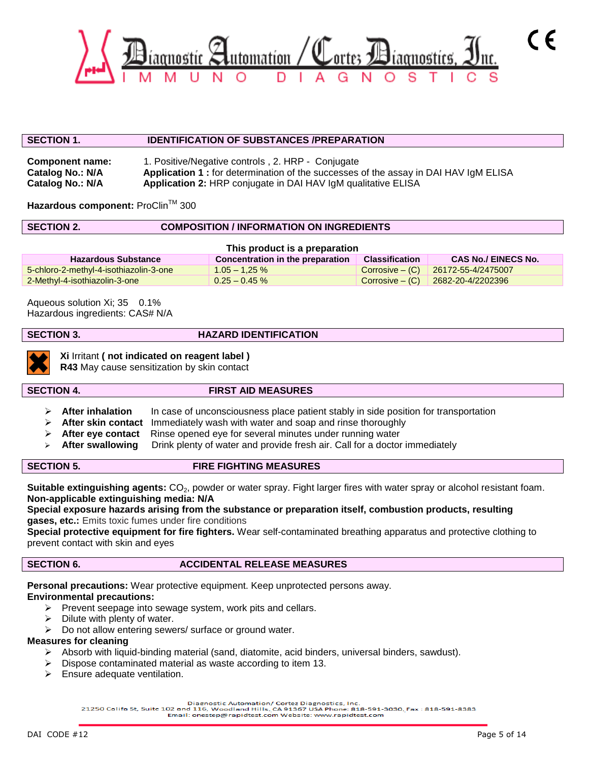Diagnostic Automation / Cortez Diagnostics, Inc.
IMMUNO DIAGNOSTICS

## SECTION 1. IDENTIFICATION OF SUBSTANCES /PREPARATION

**Component name:** 1. Positive/Negative controls , 2. HRP - Conjugate
**Catalog No.: N/A** **Application 1 :** for determination of the successes of the assay in DAI HAV IgM ELISA
**Catalog No.: N/A** **Application 2:** HRP conjugate in DAI HAV IgM qualitative ELISA

**Hazardous component:** ProClin™ 300

## SECTION 2. COMPOSITION / INFORMATION ON INGREDIENTS

**This product is a preparation**

| Hazardous Substance | Concentration in the preparation | Classification | CAS No./ EINECS No. |
|---|---|---|---|
| 5-chloro-2-methyl-4-isothiazolin-3-one | 1.05 – 1,25 % | Corrosive – (C) | 26172-55-4/2475007 |
| 2-Methyl-4-isothiazolin-3-one | 0.25 – 0.45 % | Corrosive – (C) | 2682-20-4/2202396 |

Aqueous solution Xi; 35 0.1%
Hazardous ingredients: CAS# N/A

## SECTION 3. HAZARD IDENTIFICATION

**Xi** Irritant **( not indicated on reagent label )**
**R43** May cause sensitization by skin contact

## SECTION 4. FIRST AID MEASURES

- **After inhalation** In case of unconsciousness place patient stably in side position for transportation
- **After skin contact** Immediately wash with water and soap and rinse thoroughly
- **After eye contact** Rinse opened eye for several minutes under running water
- **After swallowing** Drink plenty of water and provide fresh air. Call for a doctor immediately

## SECTION 5. FIRE FIGHTING MEASURES

**Suitable extinguishing agents:** $CO_2$, powder or water spray. Fight larger fires with water spray or alcohol resistant foam.
**Non-applicable extinguishing media: N/A**
**Special exposure hazards arising from the substance or preparation itself, combustion products, resulting gases, etc.:** Emits toxic fumes under fire conditions
**Special protective equipment for fire fighters.** Wear self-contaminated breathing apparatus and protective clothing to prevent contact with skin and eyes

## SECTION 6. ACCIDENTAL RELEASE MEASURES

**Personal precautions:** Wear protective equipment. Keep unprotected persons away.
**Environmental precautions:**
- Prevent seepage into sewage system, work pits and cellars.
- Dilute with plenty of water.
- Do not allow entering sewers/ surface or ground water.

**Measures for cleaning**
- Absorb with liquid-binding material (sand, diatomite, acid binders, universal binders, sawdust).
- Dispose contaminated material as waste according to item 13.
- Ensure adequate ventilation.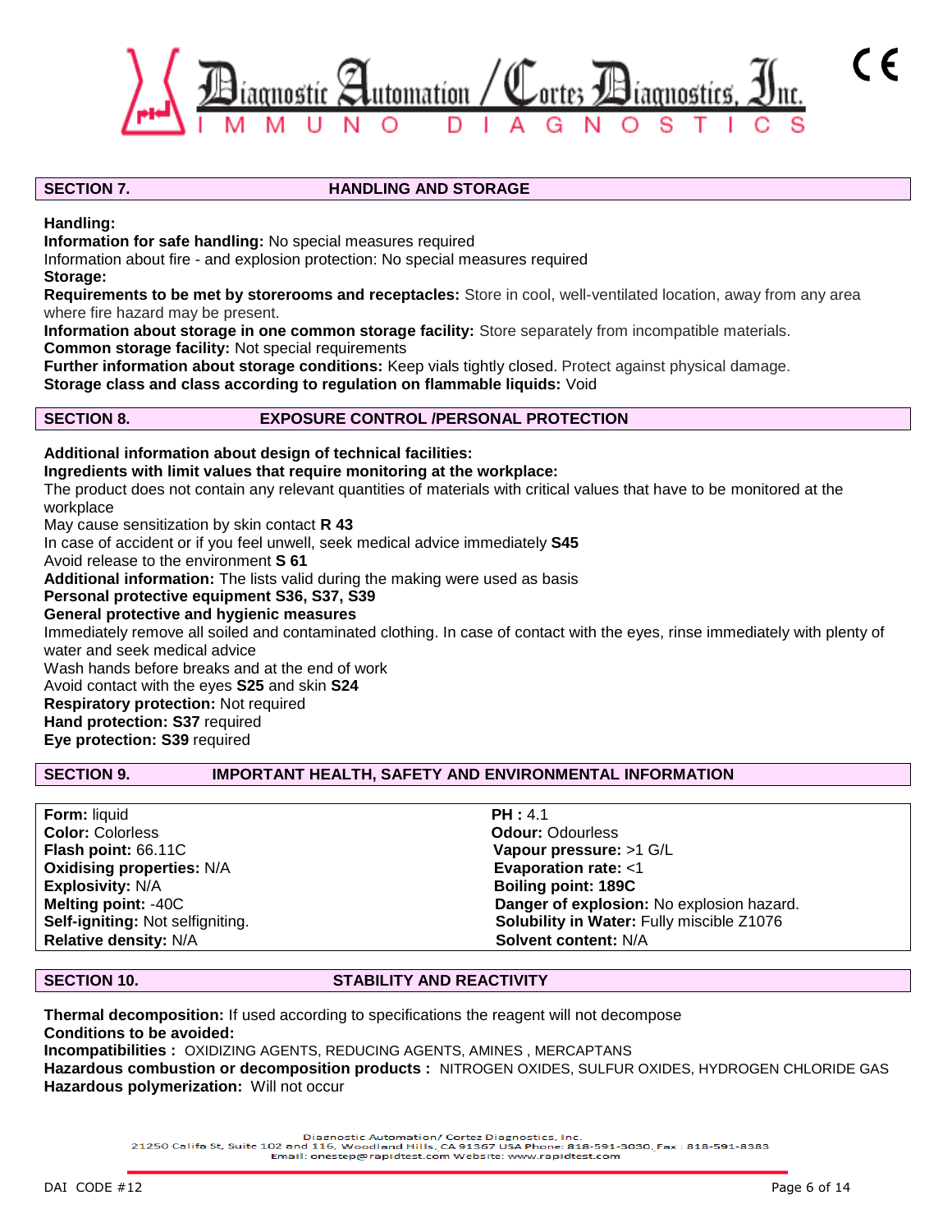## SECTION 7. HANDLING AND STORAGE

**Handling:**
**Information for safe handling:** No special measures required
Information about fire - and explosion protection: No special measures required
**Storage:**
**Requirements to be met by storerooms and receptacles:** Store in cool, well-ventilated location, away from any area where fire hazard may be present.
**Information about storage in one common storage facility:** Store separately from incompatible materials.
**Common storage facility:** Not special requirements
**Further information about storage conditions:** Keep vials tightly closed. Protect against physical damage.
**Storage class and class according to regulation on flammable liquids:** Void

## SECTION 8. EXPOSURE CONTROL /PERSONAL PROTECTION

**Additional information about design of technical facilities:**
**Ingredients with limit values that require monitoring at the workplace:**
The product does not contain any relevant quantities of materials with critical values that have to be monitored at the workplace
May cause sensitization by skin contact **R 43**
In case of accident or if you feel unwell, seek medical advice immediately **S45**
Avoid release to the environment **S 61**
**Additional information:** The lists valid during the making were used as basis
**Personal protective equipment S36, S37, S39**
**General protective and hygienic measures**
Immediately remove all soiled and contaminated clothing. In case of contact with the eyes, rinse immediately with plenty of water and seek medical advice
Wash hands before breaks and at the end of work
Avoid contact with the eyes **S25** and skin **S24**
**Respiratory protection:** Not required
**Hand protection: S37** required
**Eye protection: S39** required

## SECTION 9. IMPORTANT HEALTH, SAFETY AND ENVIRONMENTAL INFORMATION

| | |
|---|---|
| **Form:** liquid | **PH :** 4.1 |
| **Color:** Colorless | **Odour:** Odourless |
| **Flash point:** 66.11C | **Vapour pressure:** >1 G/L |
| **Oxidising properties:** N/A | **Evaporation rate:** <1 |
| **Explosivity:** N/A | **Boiling point: 189C** |
| **Melting point:** -40C | **Danger of explosion:** No explosion hazard. |
| **Self-igniting:** Not selfigniting. | **Solubility in Water:** Fully miscible Z1076 |
| **Relative density:** N/A | **Solvent content:** N/A |

## SECTION 10. STABILITY AND REACTIVITY

**Thermal decomposition:** If used according to specifications the reagent will not decompose
**Conditions to be avoided:**
**Incompatibilities :** OXIDIZING AGENTS, REDUCING AGENTS, AMINES , MERCAPTANS
**Hazardous combustion or decomposition products :** NITROGEN OXIDES, SULFUR OXIDES, HYDROGEN CHLORIDE GAS
**Hazardous polymerization:** Will not occur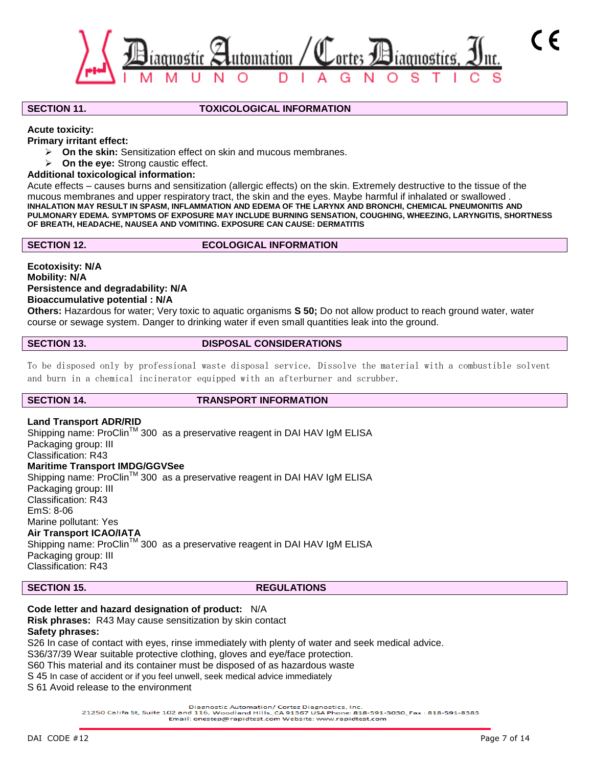## SECTION 11. TOXICOLOGICAL INFORMATION

**Acute toxicity:**

**Primary irritant effect:**

- **On the skin:** Sensitization effect on skin and mucous membranes.
- **On the eye:** Strong caustic effect.

**Additional toxicological information:**

Acute effects – causes burns and sensitization (allergic effects) on the skin. Extremely destructive to the tissue of the mucous membranes and upper respiratory tract, the skin and the eyes. Maybe harmful if inhaled or swallowed . **INHALATION MAY RESULT IN SPASM, INFLAMMATION AND EDEMA OF THE LARYNX AND BRONCHI, CHEMICAL PNEUMONITIS AND PULMONARY EDEMA. SYMPTOMS OF EXPOSURE MAY INCLUDE BURNING SENSATION, COUGHING, WHEEZING, LARYNGITIS, SHORTNESS OF BREATH, HEADACHE, NAUSEA AND VOMITING. EXPOSURE CAN CAUSE: DERMATITIS**

## SECTION 12. ECOLOGICAL INFORMATION

**Ecotoxicity: N/A**
**Mobility: N/A**
**Persistence and degradability: N/A**
**Bioaccumulative potential : N/A**
**Others:** Hazardous for water; Very toxic to aquatic organisms **S 50;** Do not allow product to reach ground water, water course or sewage system. Danger to drinking water if even small quantities leak into the ground.

## SECTION 13. DISPOSAL CONSIDERATIONS

To be disposed only by professional waste disposal service. Dissolve the material with a combustible solvent and burn in a chemical incinerator equipped with an afterburner and scrubber.

## SECTION 14. TRANSPORT INFORMATION

**Land Transport ADR/RID**
Shipping name: ProClin™ 300 as a preservative reagent in DAI HAV IgM ELISA
Packaging group: III
Classification: R43

**Maritime Transport IMDG/GGVSee**
Shipping name: ProClin™ 300 as a preservative reagent in DAI HAV IgM ELISA
Packaging group: III
Classification: R43
EmS: 8-06
Marine pollutant: Yes

**Air Transport ICAO/IATA**
Shipping name: ProClin™ 300 as a preservative reagent in DAI HAV IgM ELISA
Packaging group: III
Classification: R43

## SECTION 15. REGULATIONS

**Code letter and hazard designation of product:** N/A
**Risk phrases:** R43 May cause sensitization by skin contact
**Safety phrases:**
S26 In case of contact with eyes, rinse immediately with plenty of water and seek medical advice.
S36/37/39 Wear suitable protective clothing, gloves and eye/face protection.
S60 This material and its container must be disposed of as hazardous waste
S 45 In case of accident or if you feel unwell, seek medical advice immediately
S 61 Avoid release to the environment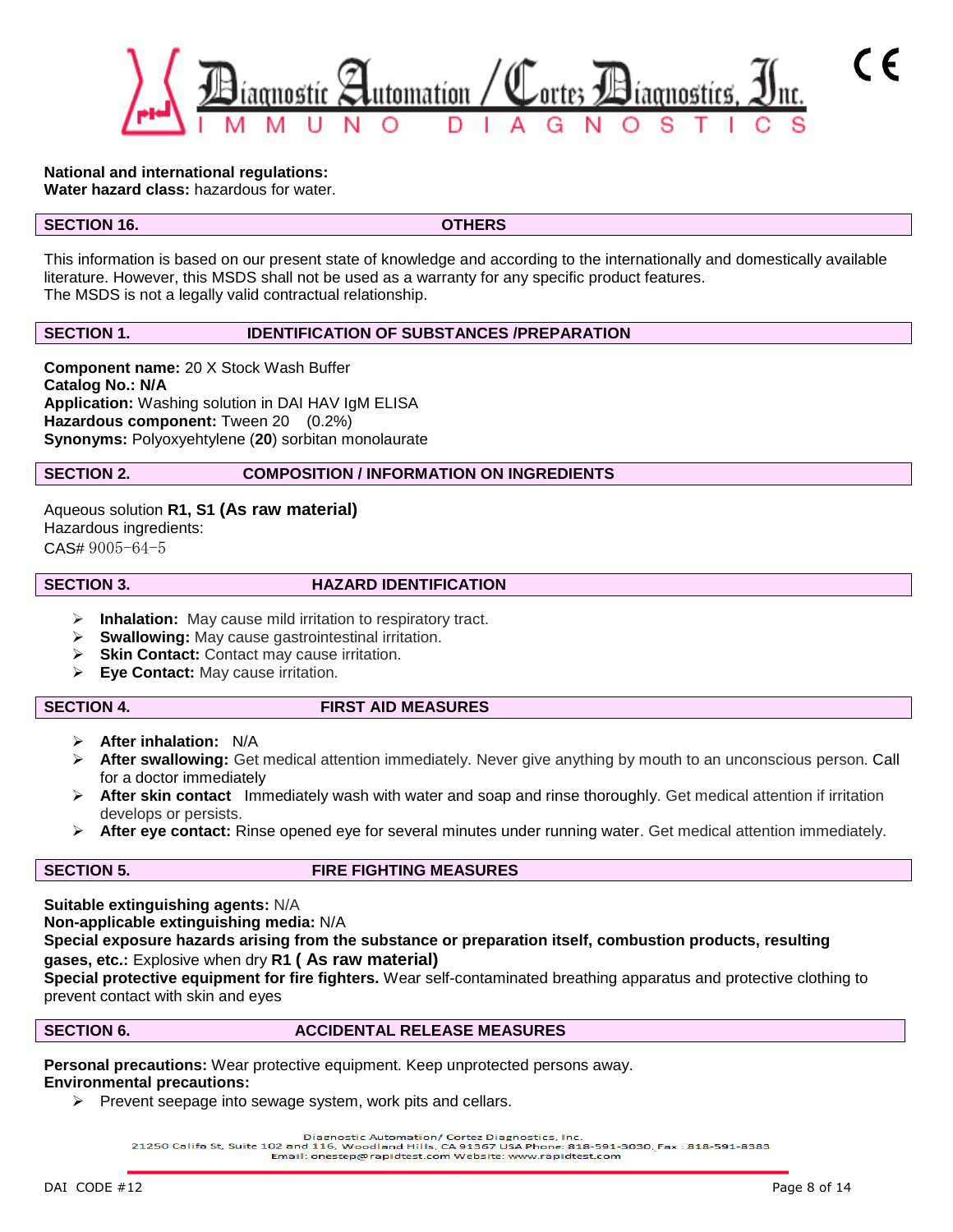**National and international regulations:**
**Water hazard class:** hazardous for water.

## SECTION 16. OTHERS

This information is based on our present state of knowledge and according to the internationally and domestically available literature. However, this MSDS shall not be used as a warranty for any specific product features.
The MSDS is not a legally valid contractual relationship.

## SECTION 1. IDENTIFICATION OF SUBSTANCES /PREPARATION

**Component name:** 20 X Stock Wash Buffer
**Catalog No.: N/A**
**Application:** Washing solution in DAI HAV IgM ELISA
**Hazardous component:** Tween 20 (0.2%)
**Synonyms:** Polyoxyehtylene (**20**) sorbitan monolaurate

## SECTION 2. COMPOSITION / INFORMATION ON INGREDIENTS

Aqueous solution **R1, S1 (As raw material)**
Hazardous ingredients:
CAS# 9005-64-5

## SECTION 3. HAZARD IDENTIFICATION

- **Inhalation:** May cause mild irritation to respiratory tract.
- **Swallowing:** May cause gastrointestinal irritation.
- **Skin Contact:** Contact may cause irritation.
- **Eye Contact:** May cause irritation.

## SECTION 4. FIRST AID MEASURES

- **After inhalation:** N/A
- **After swallowing:** Get medical attention immediately. Never give anything by mouth to an unconscious person. Call for a doctor immediately
- **After skin contact** Immediately wash with water and soap and rinse thoroughly. Get medical attention if irritation develops or persists.
- **After eye contact:** Rinse opened eye for several minutes under running water. Get medical attention immediately.

## SECTION 5. FIRE FIGHTING MEASURES

**Suitable extinguishing agents:** N/A
**Non-applicable extinguishing media:** N/A
**Special exposure hazards arising from the substance or preparation itself, combustion products, resulting gases, etc.:** Explosive when dry **R1 ( As raw material)**
**Special protective equipment for fire fighters.** Wear self-contaminated breathing apparatus and protective clothing to prevent contact with skin and eyes

## SECTION 6. ACCIDENTAL RELEASE MEASURES

**Personal precautions:** Wear protective equipment. Keep unprotected persons away.
**Environmental precautions:**

- Prevent seepage into sewage system, work pits and cellars.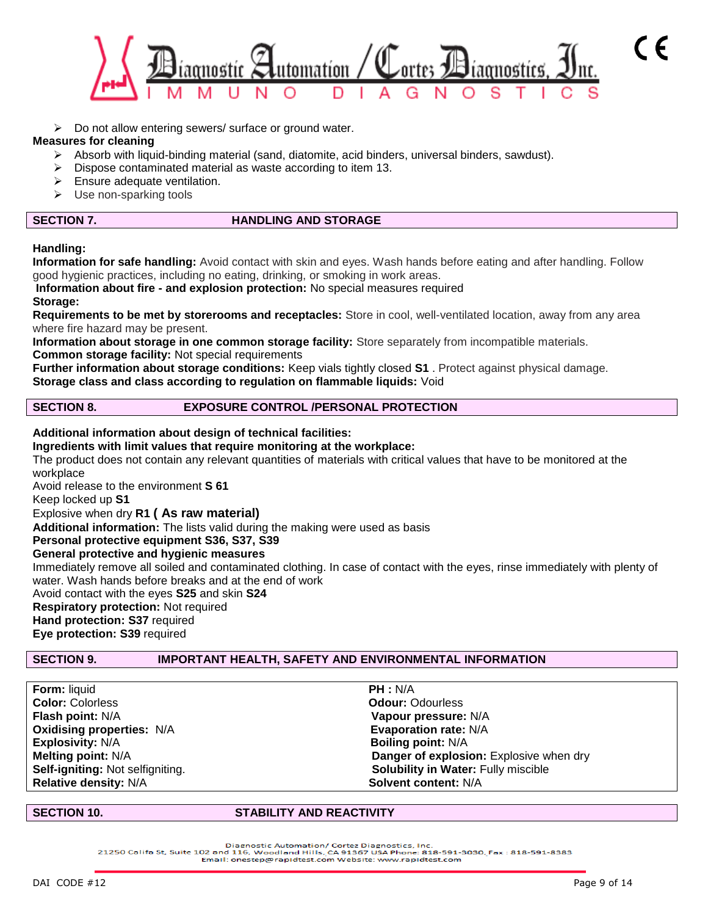- Do not allow entering sewers/ surface or ground water.

**Measures for cleaning**

- Absorb with liquid-binding material (sand, diatomite, acid binders, universal binders, sawdust).
- Dispose contaminated material as waste according to item 13.
- Ensure adequate ventilation.
- Use non-sparking tools

## SECTION 7. HANDLING AND STORAGE

**Handling:**

**Information for safe handling:** Avoid contact with skin and eyes. Wash hands before eating and after handling. Follow good hygienic practices, including no eating, drinking, or smoking in work areas.

**Information about fire - and explosion protection:** No special measures required

**Storage:**

**Requirements to be met by storerooms and receptacles:** Store in cool, well-ventilated location, away from any area where fire hazard may be present.

**Information about storage in one common storage facility:** Store separately from incompatible materials.

**Common storage facility:** Not special requirements

**Further information about storage conditions:** Keep vials tightly closed **S1** . Protect against physical damage.

**Storage class and class according to regulation on flammable liquids:** Void

## SECTION 8. EXPOSURE CONTROL /PERSONAL PROTECTION

**Additional information about design of technical facilities:**

**Ingredients with limit values that require monitoring at the workplace:**

The product does not contain any relevant quantities of materials with critical values that have to be monitored at the workplace

Avoid release to the environment **S 61**

Keep locked up **S1**

Explosive when dry **R1 ( As raw material)**

**Additional information:** The lists valid during the making were used as basis

**Personal protective equipment S36, S37, S39**

**General protective and hygienic measures**

Immediately remove all soiled and contaminated clothing. In case of contact with the eyes, rinse immediately with plenty of water. Wash hands before breaks and at the end of work

Avoid contact with the eyes **S25** and skin **S24**

**Respiratory protection:** Not required

**Hand protection: S37** required

**Eye protection: S39** required

## SECTION 9. IMPORTANT HEALTH, SAFETY AND ENVIRONMENTAL INFORMATION

| | |
|---|---|
| **Form:** liquid | **PH :** N/A |
| **Color:** Colorless | **Odour:** Odourless |
| **Flash point:** N/A | **Vapour pressure:** N/A |
| **Oxidising properties:** N/A | **Evaporation rate:** N/A |
| **Explosivity:** N/A | **Boiling point:** N/A |
| **Melting point:** N/A | **Danger of explosion:** Explosive when dry |
| **Self-igniting:** Not selfigniting. | **Solubility in Water:** Fully miscible |
| **Relative density:** N/A | **Solvent content:** N/A |

## SECTION 10. STABILITY AND REACTIVITY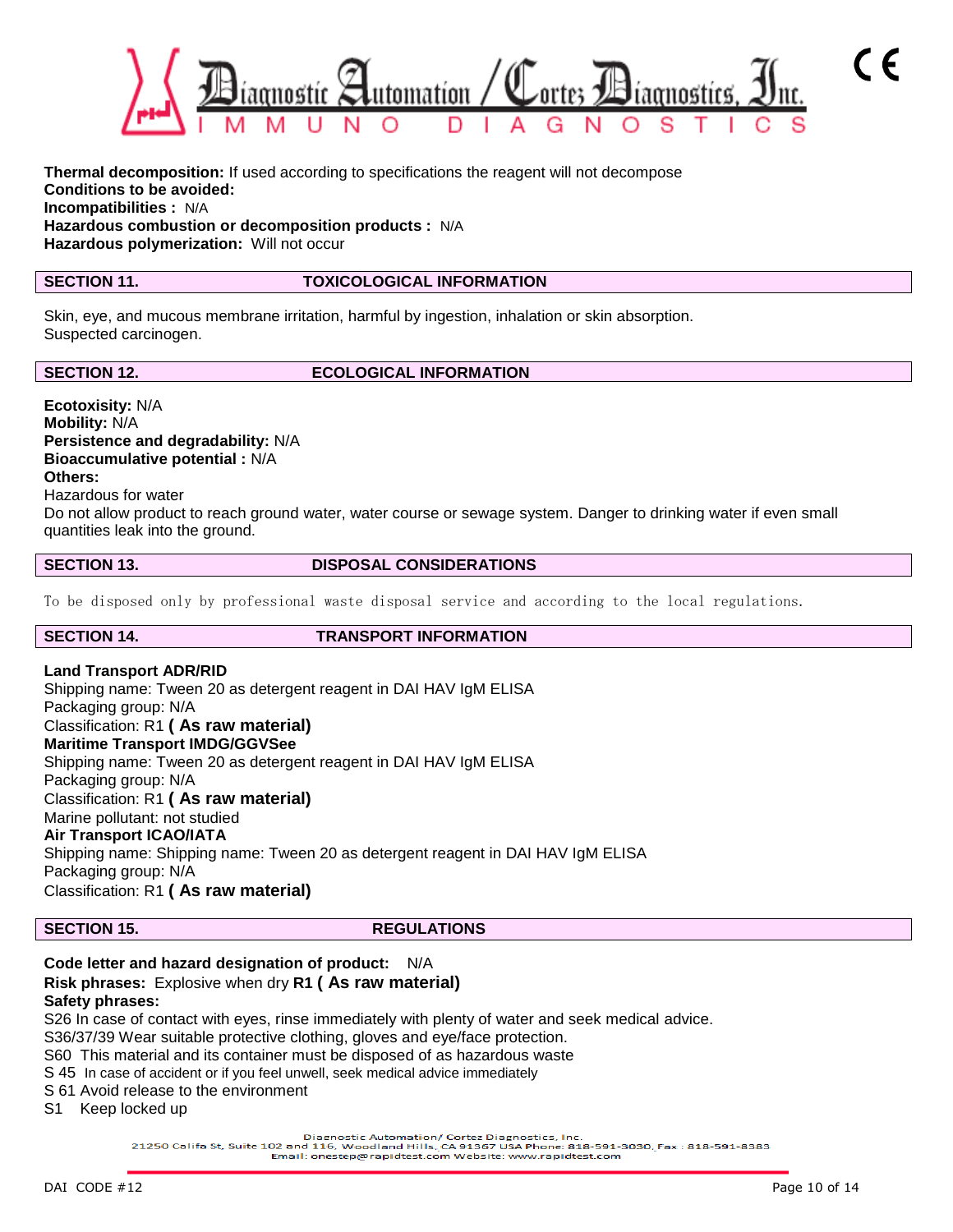**Thermal decomposition:** If used according to specifications the reagent will not decompose
**Conditions to be avoided:**
**Incompatibilities :** N/A
**Hazardous combustion or decomposition products :** N/A
**Hazardous polymerization:** Will not occur

## SECTION 11. TOXICOLOGICAL INFORMATION

Skin, eye, and mucous membrane irritation, harmful by ingestion, inhalation or skin absorption.
Suspected carcinogen.

## SECTION 12. ECOLOGICAL INFORMATION

**Ecotoxicity:** N/A
**Mobility:** N/A
**Persistence and degradability:** N/A
**Bioaccumulative potential :** N/A
**Others:**
Hazardous for water
Do not allow product to reach ground water, water course or sewage system. Danger to drinking water if even small quantities leak into the ground.

## SECTION 13. DISPOSAL CONSIDERATIONS

To be disposed only by professional waste disposal service and according to the local regulations.

## SECTION 14. TRANSPORT INFORMATION

**Land Transport ADR/RID**
Shipping name: Tween 20 as detergent reagent in DAI HAV IgM ELISA
Packaging group: N/A
Classification: R1 **( As raw material)**
**Maritime Transport IMDG/GGVSee**
Shipping name: Tween 20 as detergent reagent in DAI HAV IgM ELISA
Packaging group: N/A
Classification: R1 **( As raw material)**
Marine pollutant: not studied
**Air Transport ICAO/IATA**
Shipping name: Shipping name: Tween 20 as detergent reagent in DAI HAV IgM ELISA
Packaging group: N/A
Classification: R1 **( As raw material)**

## SECTION 15. REGULATIONS

**Code letter and hazard designation of product:** N/A
**Risk phrases:** Explosive when dry **R1 ( As raw material)**
**Safety phrases:**
S26 In case of contact with eyes, rinse immediately with plenty of water and seek medical advice.
S36/37/39 Wear suitable protective clothing, gloves and eye/face protection.
S60 This material and its container must be disposed of as hazardous waste
S 45 In case of accident or if you feel unwell, seek medical advice immediately
S 61 Avoid release to the environment
S1 Keep locked up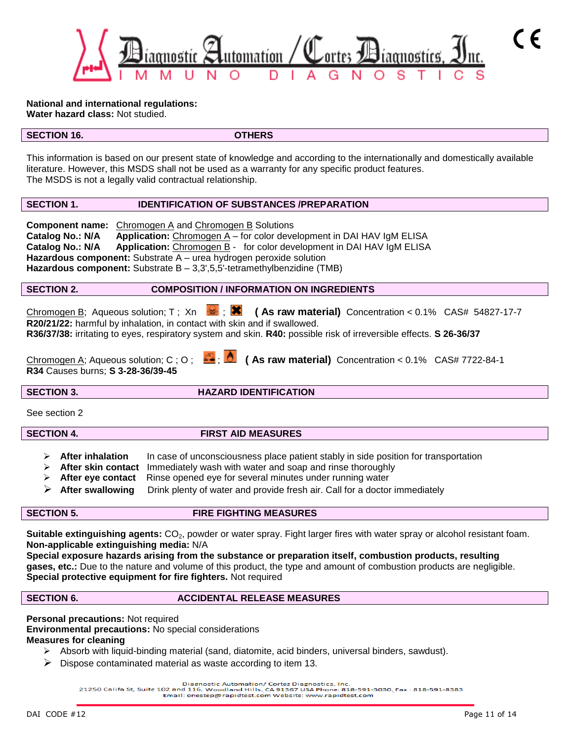**National and international regulations:**
**Water hazard class:** Not studied.

## SECTION 16. OTHERS

This information is based on our present state of knowledge and according to the internationally and domestically available literature. However, this MSDS shall not be used as a warranty for any specific product features.
The MSDS is not a legally valid contractual relationship.

## SECTION 1. IDENTIFICATION OF SUBSTANCES /PREPARATION

**Component name:** Chromogen A and Chromogen B Solutions
**Catalog No.: N/A** **Application:** Chromogen A – for color development in DAI HAV IgM ELISA
**Catalog No.: N/A** **Application:** Chromogen B - for color development in DAI HAV IgM ELISA
**Hazardous component:** Substrate A – urea hydrogen peroxide solution
**Hazardous component:** Substrate B – 3,3',5,5'-tetramethylbenzidine (TMB)

## SECTION 2. COMPOSITION / INFORMATION ON INGREDIENTS

Chromogen B; Aqueous solution; T ; Xn ; **( As raw material)** Concentration < 0.1% CAS# 54827-17-7
**R20/21/22:** harmful by inhalation, in contact with skin and if swallowed.
**R36/37/38:** irritating to eyes, respiratory system and skin. **R40:** possible risk of irreversible effects. **S 26-36/37**

Chromogen A; Aqueous solution; C ; O ; ; **( As raw material)** Concentration < 0.1% CAS# 7722-84-1
**R34** Causes burns; **S 3-28-36/39-45**

## SECTION 3. HAZARD IDENTIFICATION

See section 2

## SECTION 4. FIRST AID MEASURES

- **After inhalation** In case of unconsciousness place patient stably in side position for transportation
- **After skin contact** Immediately wash with water and soap and rinse thoroughly
- **After eye contact** Rinse opened eye for several minutes under running water
- **After swallowing** Drink plenty of water and provide fresh air. Call for a doctor immediately

## SECTION 5. FIRE FIGHTING MEASURES

**Suitable extinguishing agents:** $CO_2$, powder or water spray. Fight larger fires with water spray or alcohol resistant foam.
**Non-applicable extinguishing media:** N/A
**Special exposure hazards arising from the substance or preparation itself, combustion products, resulting gases, etc.:** Due to the nature and volume of this product, the type and amount of combustion products are negligible.
**Special protective equipment for fire fighters.** Not required

## SECTION 6. ACCIDENTAL RELEASE MEASURES

**Personal precautions:** Not required
**Environmental precautions:** No special considerations
**Measures for cleaning**

- Absorb with liquid-binding material (sand, diatomite, acid binders, universal binders, sawdust).
- Dispose contaminated material as waste according to item 13.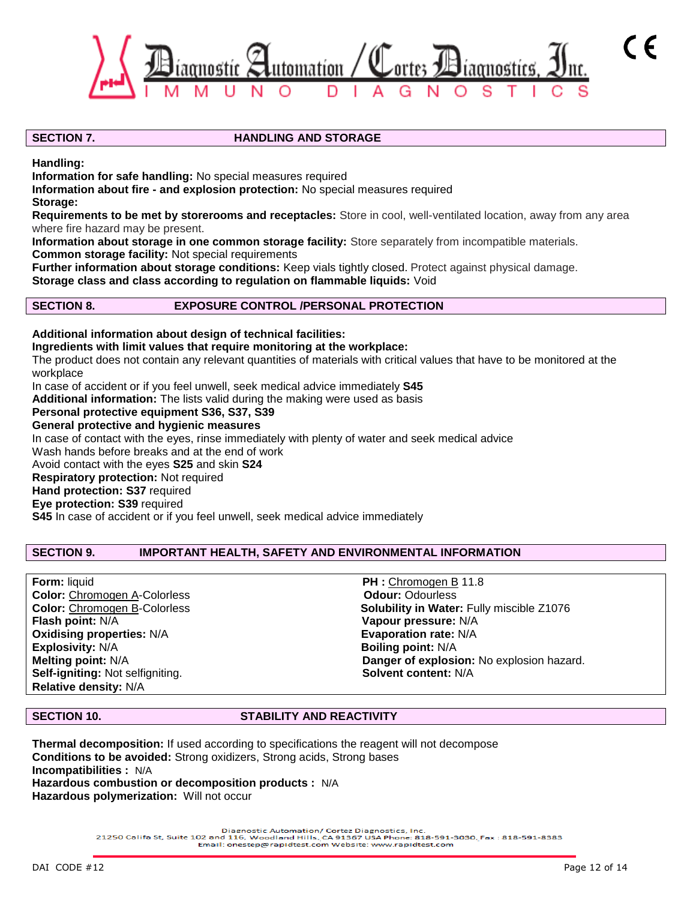## SECTION 7. HANDLING AND STORAGE

**Handling:**
**Information for safe handling:** No special measures required
**Information about fire - and explosion protection:** No special measures required
**Storage:**
**Requirements to be met by storerooms and receptacles:** Store in cool, well-ventilated location, away from any area where fire hazard may be present.
**Information about storage in one common storage facility:** Store separately from incompatible materials.
**Common storage facility:** Not special requirements
**Further information about storage conditions:** Keep vials tightly closed. Protect against physical damage.
**Storage class and class according to regulation on flammable liquids:** Void

## SECTION 8. EXPOSURE CONTROL /PERSONAL PROTECTION

**Additional information about design of technical facilities:**
**Ingredients with limit values that require monitoring at the workplace:**
The product does not contain any relevant quantities of materials with critical values that have to be monitored at the workplace
In case of accident or if you feel unwell, seek medical advice immediately **S45**
**Additional information:** The lists valid during the making were used as basis
**Personal protective equipment S36, S37, S39**
**General protective and hygienic measures**
In case of contact with the eyes, rinse immediately with plenty of water and seek medical advice
Wash hands before breaks and at the end of work
Avoid contact with the eyes **S25** and skin **S24**
**Respiratory protection:** Not required
**Hand protection: S37** required
**Eye protection: S39** required
**S45** In case of accident or if you feel unwell, seek medical advice immediately

## SECTION 9. IMPORTANT HEALTH, SAFETY AND ENVIRONMENTAL INFORMATION

**Form:** liquid
**Color:** Chromogen A-Colorless
**Color:** Chromogen B-Colorless
**Flash point:** N/A
**Oxidising properties:** N/A
**Explosivity:** N/A
**Melting point:** N/A
**Self-igniting:** Not selfigniting.
**Relative density:** N/A

**PH :** Chromogen B 11.8
**Odour:** Odourless
**Solubility in Water:** Fully miscible Z1076
**Vapour pressure:** N/A
**Evaporation rate:** N/A
**Boiling point:** N/A
**Danger of explosion:** No explosion hazard.
**Solvent content:** N/A

## SECTION 10. STABILITY AND REACTIVITY

**Thermal decomposition:** If used according to specifications the reagent will not decompose
**Conditions to be avoided:** Strong oxidizers, Strong acids, Strong bases
**Incompatibilities :** N/A
**Hazardous combustion or decomposition products :** N/A
**Hazardous polymerization:** Will not occur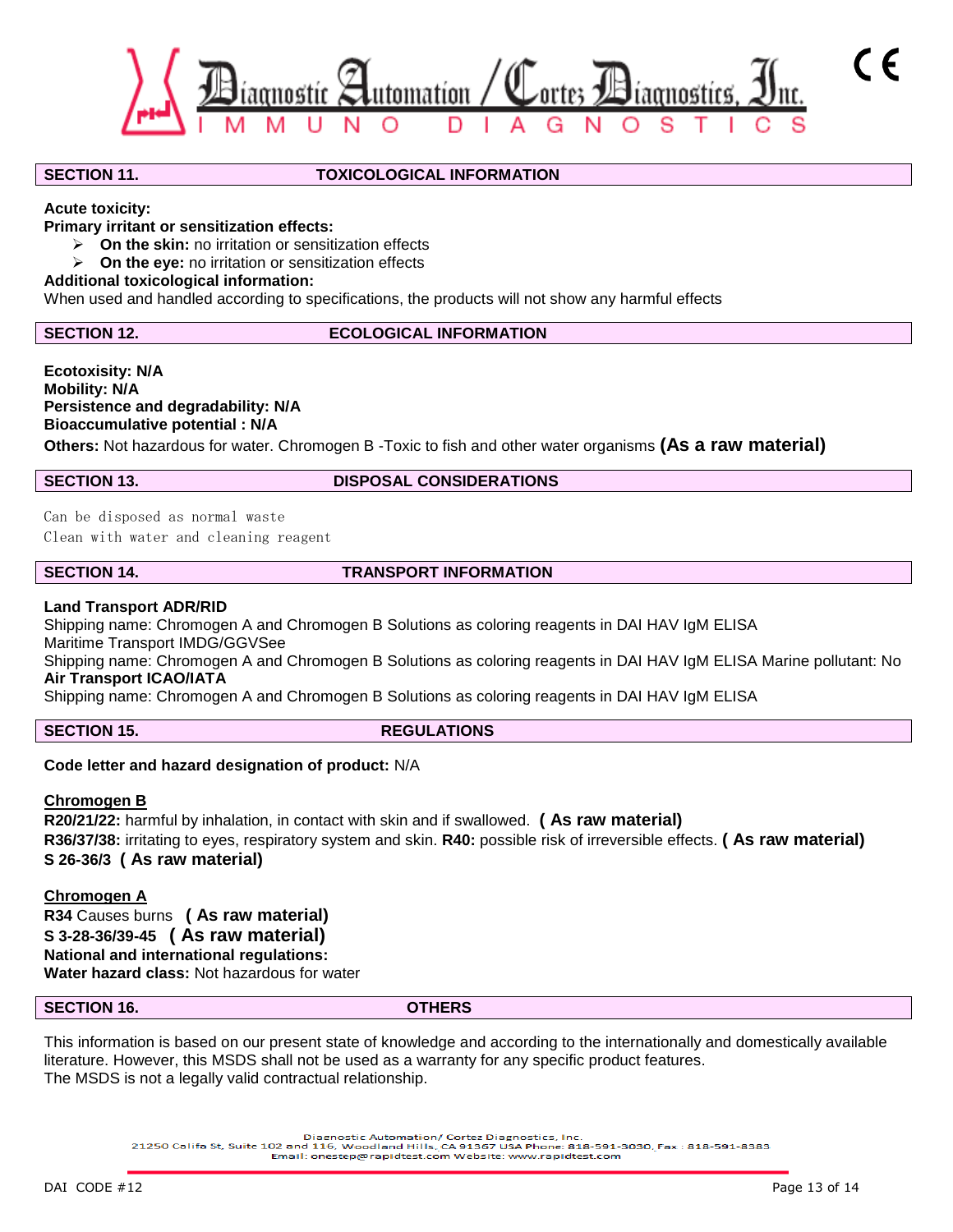## SECTION 11. TOXICOLOGICAL INFORMATION

**Acute toxicity:**

**Primary irritant or sensitization effects:**

- **On the skin:** no irritation or sensitization effects
- **On the eye:** no irritation or sensitization effects

**Additional toxicological information:**

When used and handled according to specifications, the products will not show any harmful effects

## SECTION 12. ECOLOGICAL INFORMATION

**Ecotoxicity: N/A**
**Mobility: N/A**
**Persistence and degradability: N/A**
**Bioaccumulative potential : N/A**

**Others:** Not hazardous for water. Chromogen B -Toxic to fish and other water organisms **(As a raw material)**

## SECTION 13. DISPOSAL CONSIDERATIONS

Can be disposed as normal waste
Clean with water and cleaning reagent

## SECTION 14. TRANSPORT INFORMATION

**Land Transport ADR/RID**
Shipping name: Chromogen A and Chromogen B Solutions as coloring reagents in DAI HAV IgM ELISA
Maritime Transport IMDG/GGVSee
Shipping name: Chromogen A and Chromogen B Solutions as coloring reagents in DAI HAV IgM ELISA Marine pollutant: No
**Air Transport ICAO/IATA**
Shipping name: Chromogen A and Chromogen B Solutions as coloring reagents in DAI HAV IgM ELISA

## SECTION 15. REGULATIONS

**Code letter and hazard designation of product:** N/A

**Chromogen B**
**R20/21/22:** harmful by inhalation, in contact with skin and if swallowed. **( As raw material)**
**R36/37/38:** irritating to eyes, respiratory system and skin. **R40:** possible risk of irreversible effects. **( As raw material)**
**S 26-36/3 ( As raw material)**

**Chromogen A**
**R34** Causes burns **( As raw material)**
**S 3-28-36/39-45 ( As raw material)**
**National and international regulations:**
**Water hazard class:** Not hazardous for water

## SECTION 16. OTHERS

This information is based on our present state of knowledge and according to the internationally and domestically available literature. However, this MSDS shall not be used as a warranty for any specific product features.
The MSDS is not a legally valid contractual relationship.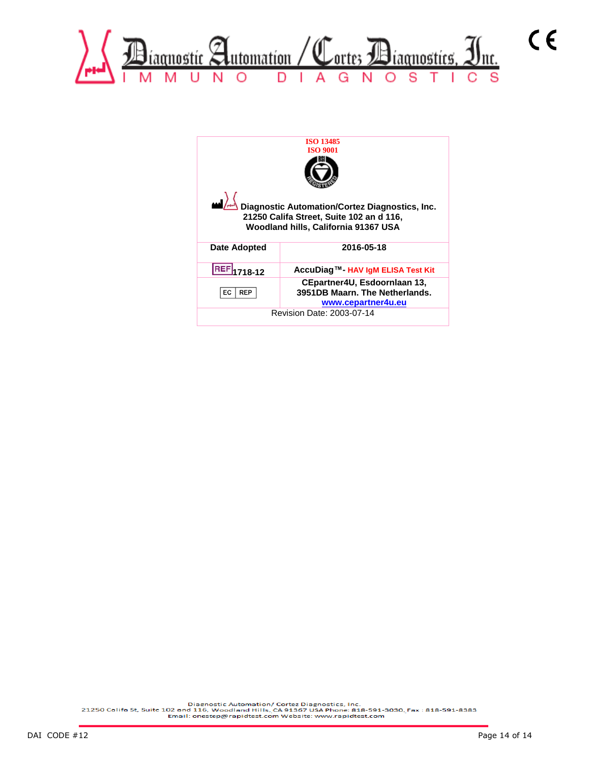Diagnostic Automation / Cortez Diagnostics, Inc.
I M M U N O D I A G N O S T I C S

CE

| ISO 13485 ISO 9001 Diagnostic Automation/Cortez Diagnostics, Inc. 21250 Califa Street, Suite 102 an d 116, Woodland hills, California 91367 USA | |
|---|---|
| **Date Adopted** | **2016-05-18** |
| **REF 1718-12** | **AccuDiag™- HAV IgM ELISA Test Kit** |
| EC REP | **CEpartner4U, Esdoornlaan 13, 3951DB Maarn. The Netherlands. www.cepartner4u.eu** |
| Revision Date: 2003-07-14 | |

Diagnostic Automation/ Cortez Diagnostics, Inc.
21250 Califa St, Suite 102 and 116, Woodland Hills, CA 91367 USA Phone: 818-591-3030, Fax : 818-591-8383
Email: onestep@rapidtest.com Website: www.rapidtest.com

DAI CODE #12